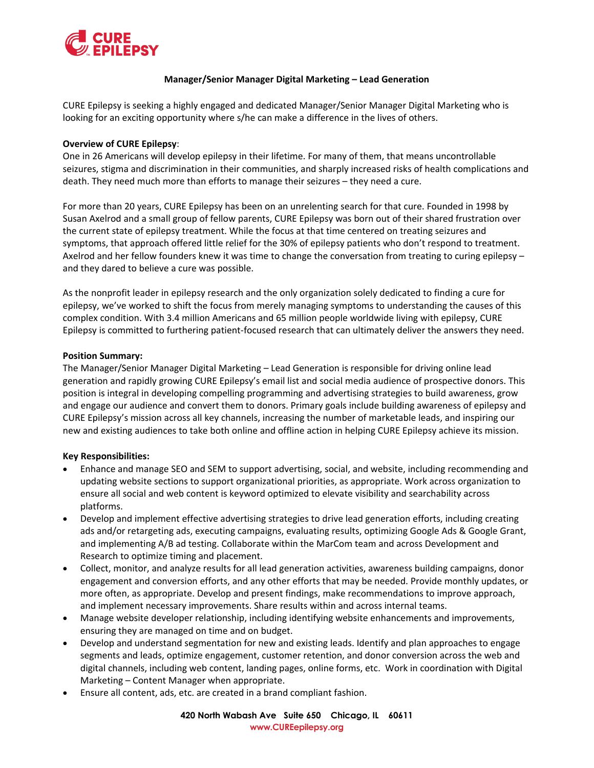# Manager/Senior Manager Digital Marketing – Lead Generation

CURE Epilepsy is seeking a highly engaged and dedicated Manager/Senior Manager Digital Marketing who is looking for an exciting opportunity where s/he can make a difference in the lives of others.

**Overview of CURE Epilepsy**:

One in 26 Americans will develop epilepsy in their lifetime. For many of them, that means uncontrollable seizures, stigma and discrimination in their communities, and sharply increased risks of health complications and death. They need much more than efforts to manage their seizures – they need a cure.

For more than 20 years, CURE Epilepsy has been on an unrelenting search for that cure. Founded in 1998 by Susan Axelrod and a small group of fellow parents, CURE Epilepsy was born out of their shared frustration over the current state of epilepsy treatment. While the focus at that time centered on treating seizures and symptoms, that approach offered little relief for the 30% of epilepsy patients who don't respond to treatment. Axelrod and her fellow founders knew it was time to change the conversation from treating to curing epilepsy – and they dared to believe a cure was possible.

As the nonprofit leader in epilepsy research and the only organization solely dedicated to finding a cure for epilepsy, we've worked to shift the focus from merely managing symptoms to understanding the causes of this complex condition. With 3.4 million Americans and 65 million people worldwide living with epilepsy, CURE Epilepsy is committed to furthering patient-focused research that can ultimately deliver the answers they need.

**Position Summary:**

The Manager/Senior Manager Digital Marketing – Lead Generation is responsible for driving online lead generation and rapidly growing CURE Epilepsy's email list and social media audience of prospective donors. This position is integral in developing compelling programming and advertising strategies to build awareness, grow and engage our audience and convert them to donors. Primary goals include building awareness of epilepsy and CURE Epilepsy's mission across all key channels, increasing the number of marketable leads, and inspiring our new and existing audiences to take both online and offline action in helping CURE Epilepsy achieve its mission.

**Key Responsibilities:**

- Enhance and manage SEO and SEM to support advertising, social, and website, including recommending and updating website sections to support organizational priorities, as appropriate. Work across organization to ensure all social and web content is keyword optimized to elevate visibility and searchability across platforms.
- Develop and implement effective advertising strategies to drive lead generation efforts, including creating ads and/or retargeting ads, executing campaigns, evaluating results, optimizing Google Ads & Google Grant, and implementing A/B ad testing. Collaborate within the MarCom team and across Development and Research to optimize timing and placement.
- Collect, monitor, and analyze results for all lead generation activities, awareness building campaigns, donor engagement and conversion efforts, and any other efforts that may be needed. Provide monthly updates, or more often, as appropriate. Develop and present findings, make recommendations to improve approach, and implement necessary improvements. Share results within and across internal teams.
- Manage website developer relationship, including identifying website enhancements and improvements, ensuring they are managed on time and on budget.
- Develop and understand segmentation for new and existing leads. Identify and plan approaches to engage segments and leads, optimize engagement, customer retention, and donor conversion across the web and digital channels, including web content, landing pages, online forms, etc. Work in coordination with Digital Marketing – Content Manager when appropriate.
- Ensure all content, ads, etc. are created in a brand compliant fashion.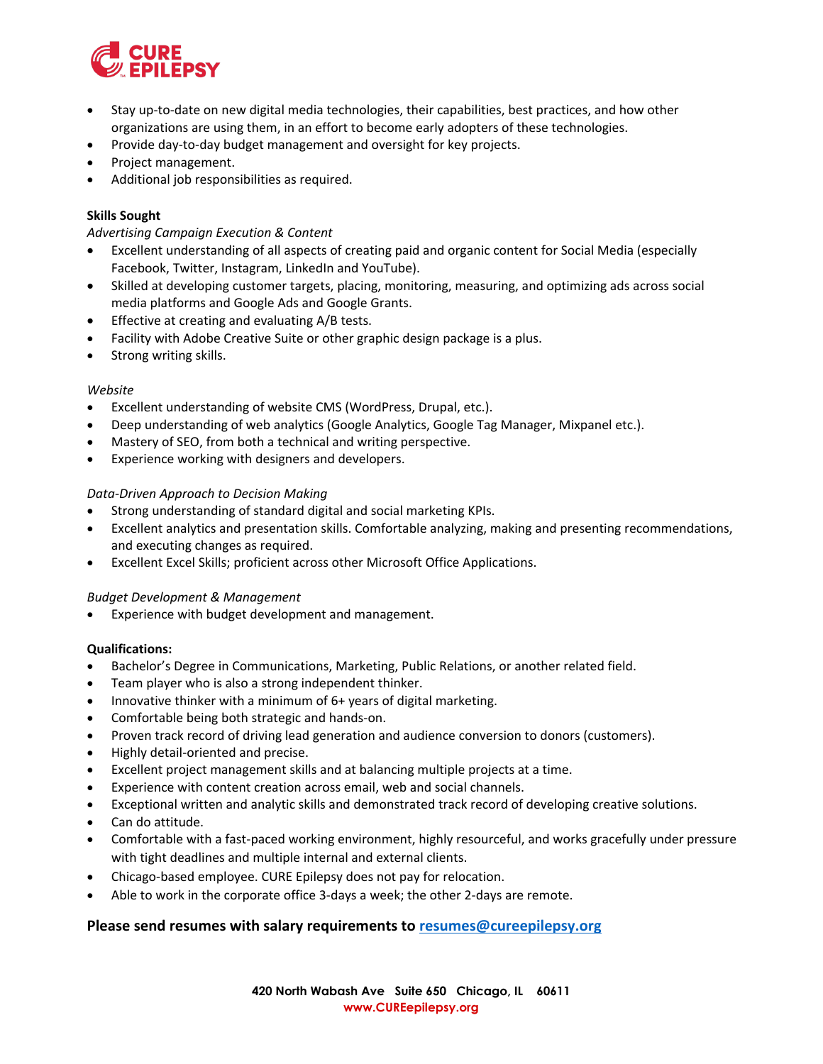- Stay up-to-date on new digital media technologies, their capabilities, best practices, and how other organizations are using them, in an effort to become early adopters of these technologies.
- Provide day-to-day budget management and oversight for key projects.
- Project management.
- Additional job responsibilities as required.

**Skills Sought**

*Advertising Campaign Execution & Content*

- Excellent understanding of all aspects of creating paid and organic content for Social Media (especially Facebook, Twitter, Instagram, LinkedIn and YouTube).
- Skilled at developing customer targets, placing, monitoring, measuring, and optimizing ads across social media platforms and Google Ads and Google Grants.
- Effective at creating and evaluating A/B tests.
- Facility with Adobe Creative Suite or other graphic design package is a plus.
- Strong writing skills.

*Website*

- Excellent understanding of website CMS (WordPress, Drupal, etc.).
- Deep understanding of web analytics (Google Analytics, Google Tag Manager, Mixpanel etc.).
- Mastery of SEO, from both a technical and writing perspective.
- Experience working with designers and developers.

*Data-Driven Approach to Decision Making*

- Strong understanding of standard digital and social marketing KPIs.
- Excellent analytics and presentation skills. Comfortable analyzing, making and presenting recommendations, and executing changes as required.
- Excellent Excel Skills; proficient across other Microsoft Office Applications.

*Budget Development & Management*

- Experience with budget development and management.

**Qualifications:**

- Bachelor's Degree in Communications, Marketing, Public Relations, or another related field.
- Team player who is also a strong independent thinker.
- Innovative thinker with a minimum of 6+ years of digital marketing.
- Comfortable being both strategic and hands-on.
- Proven track record of driving lead generation and audience conversion to donors (customers).
- Highly detail-oriented and precise.
- Excellent project management skills and at balancing multiple projects at a time.
- Experience with content creation across email, web and social channels.
- Exceptional written and analytic skills and demonstrated track record of developing creative solutions.
- Can do attitude.
- Comfortable with a fast-paced working environment, highly resourceful, and works gracefully under pressure with tight deadlines and multiple internal and external clients.
- Chicago-based employee. CURE Epilepsy does not pay for relocation.
- Able to work in the corporate office 3-days a week; the other 2-days are remote.

**Please send resumes with salary requirements to [resumes@cureepilepsy.org](mailto:resumes@cureepilepsy.org)**